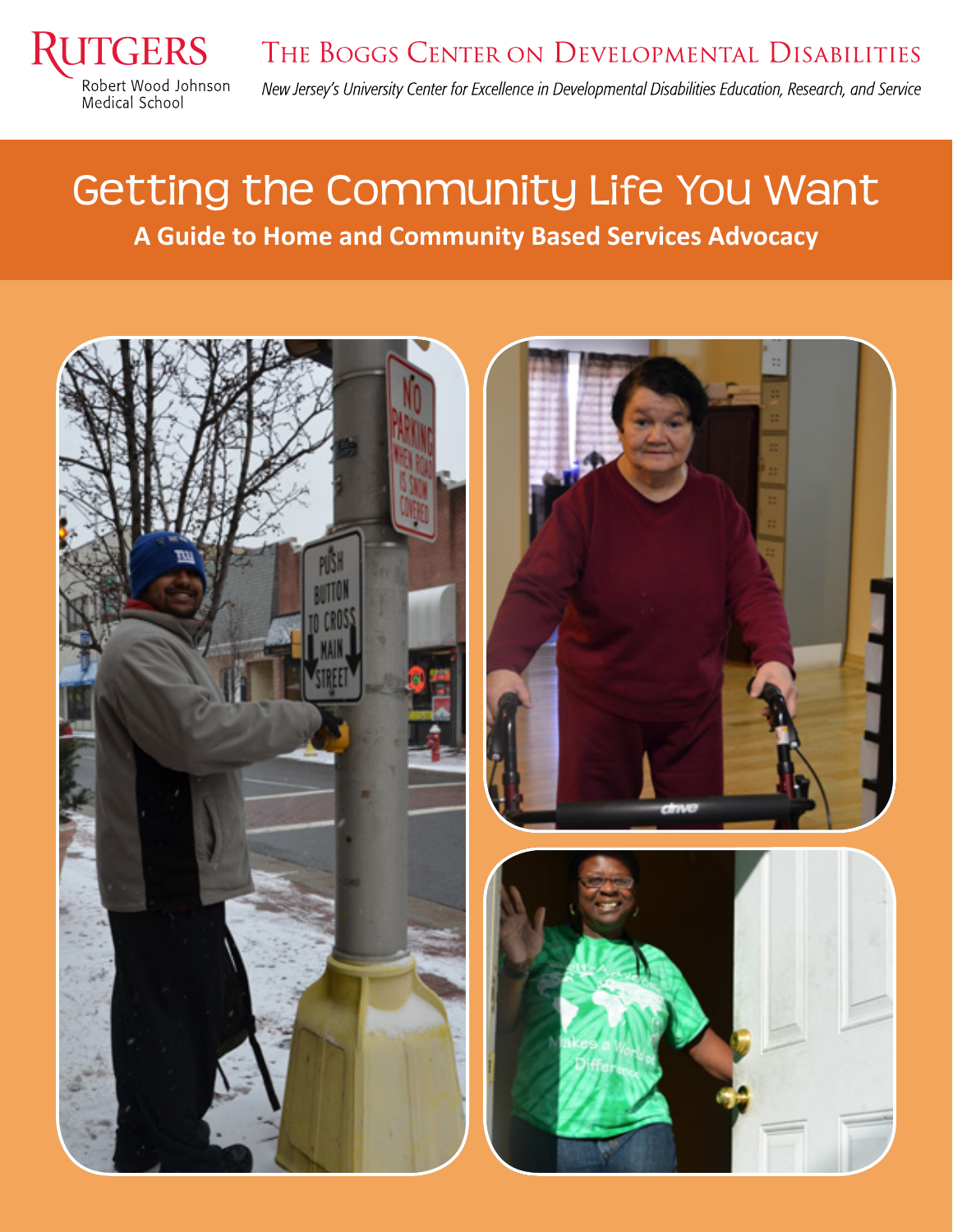Rutgers
Robert Wood Johnson Medical School

The Boggs Center on Developmental Disabilities

*New Jersey's University Center for Excellence in Developmental Disabilities Education, Research, and Service*

# Getting the Community Life You Want

## A Guide to Home and Community Based Services Advocacy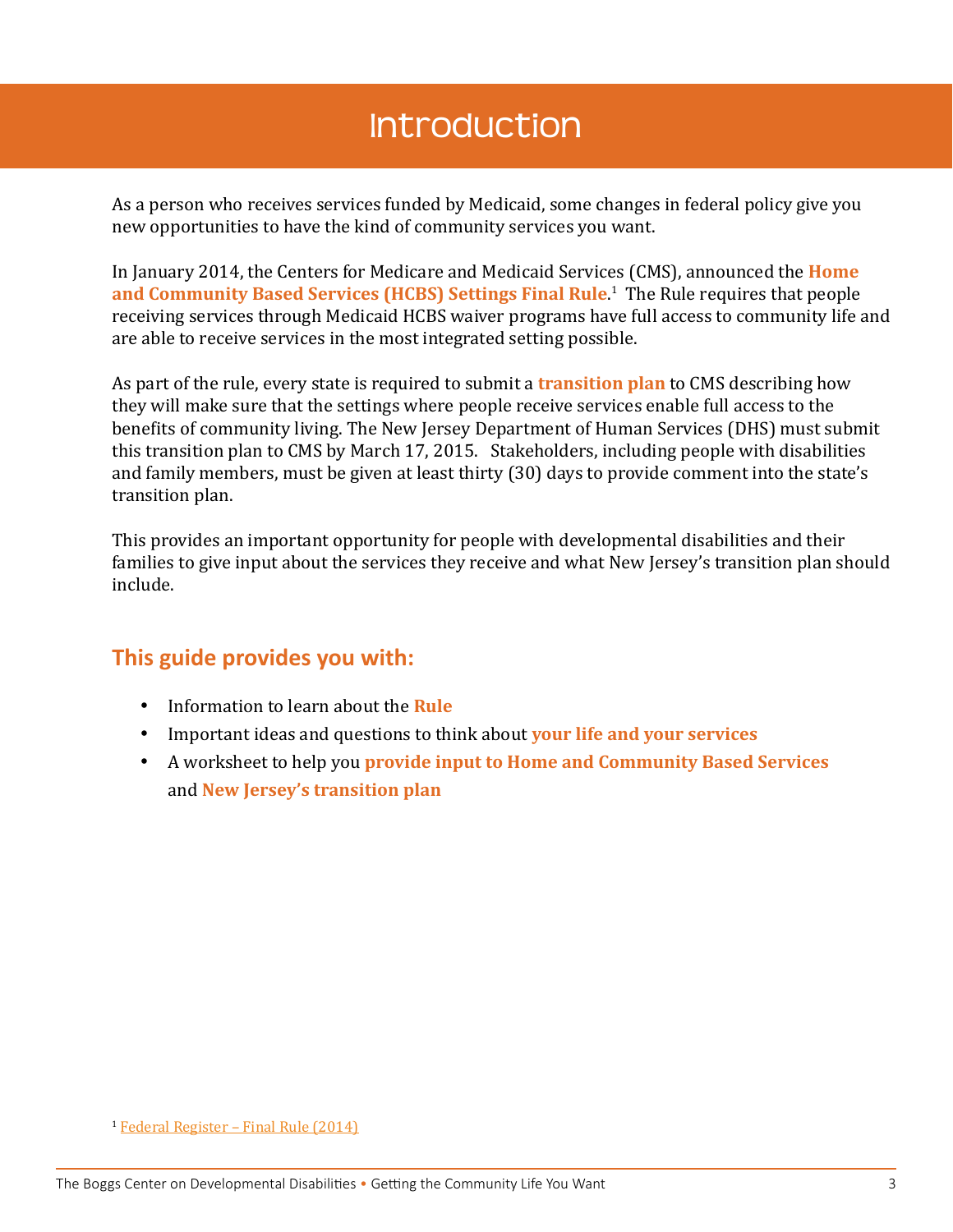# Introduction

As a person who receives services funded by Medicaid, some changes in federal policy give you new opportunities to have the kind of community services you want.

In January 2014, the Centers for Medicare and Medicaid Services (CMS), announced the **Home and Community Based Services (HCBS) Settings Final Rule**.[1] The Rule requires that people receiving services through Medicaid HCBS waiver programs have full access to community life and are able to receive services in the most integrated setting possible.

As part of the rule, every state is required to submit a **transition plan** to CMS describing how they will make sure that the settings where people receive services enable full access to the benefits of community living. The New Jersey Department of Human Services (DHS) must submit this transition plan to CMS by March 17, 2015. Stakeholders, including people with disabilities and family members, must be given at least thirty (30) days to provide comment into the state's transition plan.

This provides an important opportunity for people with developmental disabilities and their families to give input about the services they receive and what New Jersey's transition plan should include.

## This guide provides you with:

- Information to learn about the **Rule**
- Important ideas and questions to think about **your life and your services**
- A worksheet to help you **provide input to Home and Community Based Services** and **New Jersey's transition plan**

[1] Federal Register – Final Rule (2014)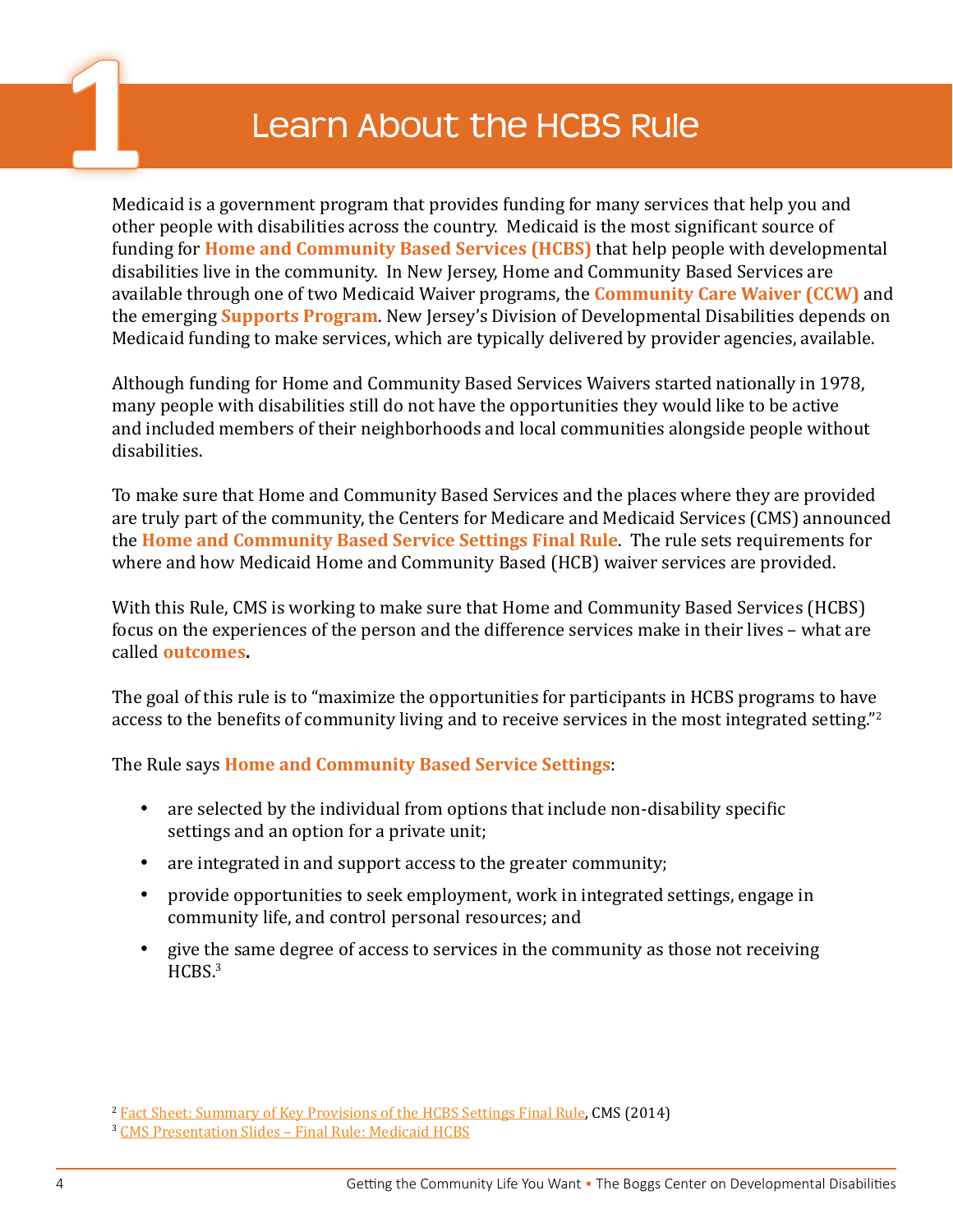# 1 Learn About the HCBS Rule

Medicaid is a government program that provides funding for many services that help you and other people with disabilities across the country. Medicaid is the most significant source of funding for **Home and Community Based Services (HCBS)** that help people with developmental disabilities live in the community. In New Jersey, Home and Community Based Services are available through one of two Medicaid Waiver programs, the **Community Care Waiver (CCW)** and the emerging **Supports Program**. New Jersey's Division of Developmental Disabilities depends on Medicaid funding to make services, which are typically delivered by provider agencies, available.

Although funding for Home and Community Based Services Waivers started nationally in 1978, many people with disabilities still do not have the opportunities they would like to be active and included members of their neighborhoods and local communities alongside people without disabilities.

To make sure that Home and Community Based Services and the places where they are provided are truly part of the community, the Centers for Medicare and Medicaid Services (CMS) announced the **Home and Community Based Service Settings Final Rule**. The rule sets requirements for where and how Medicaid Home and Community Based (HCB) waiver services are provided.

With this Rule, CMS is working to make sure that Home and Community Based Services (HCBS) focus on the experiences of the person and the difference services make in their lives – what are called **outcomes.**

The goal of this rule is to "maximize the opportunities for participants in HCBS programs to have access to the benefits of community living and to receive services in the most integrated setting."[2]

The Rule says **Home and Community Based Service Settings**:

- are selected by the individual from options that include non-disability specific settings and an option for a private unit;
- are integrated in and support access to the greater community;
- provide opportunities to seek employment, work in integrated settings, engage in community life, and control personal resources; and
- give the same degree of access to services in the community as those not receiving HCBS.[3]

[2] Fact Sheet: Summary of Key Provisions of the HCBS Settings Final Rule, CMS (2014)
[3] CMS Presentation Slides – Final Rule: Medicaid HCBS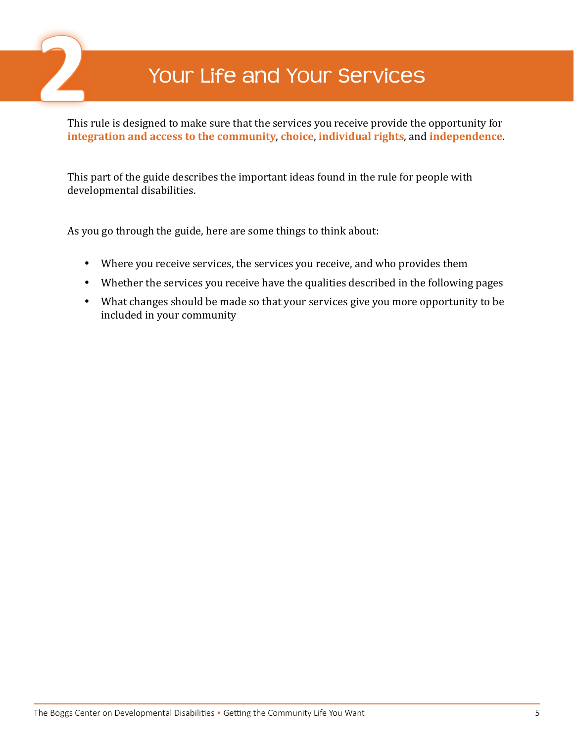# 2 Your Life and Your Services

This rule is designed to make sure that the services you receive provide the opportunity for **integration and access to the community**, **choice**, **individual rights**, and **independence**.

This part of the guide describes the important ideas found in the rule for people with developmental disabilities.

As you go through the guide, here are some things to think about:

- Where you receive services, the services you receive, and who provides them
- Whether the services you receive have the qualities described in the following pages
- What changes should be made so that your services give you more opportunity to be included in your community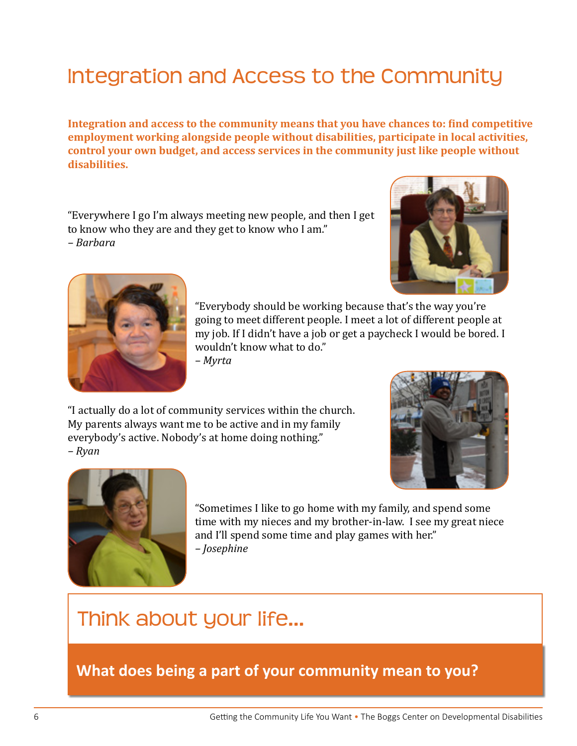# Integration and Access to the Community

**Integration and access to the community means that you have chances to: find competitive employment working alongside people without disabilities, participate in local activities, control your own budget, and access services in the community just like people without disabilities.**

"Everywhere I go I'm always meeting new people, and then I get to know who they are and they get to know who I am."
*– Barbara*

"Everybody should be working because that's the way you're going to meet different people. I meet a lot of different people at my job. If I didn't have a job or get a paycheck I would be bored. I wouldn't know what to do."
*– Myrta*

"I actually do a lot of community services within the church. My parents always want me to be active and in my family everybody's active. Nobody's at home doing nothing."
*– Ryan*

"Sometimes I like to go home with my family, and spend some time with my nieces and my brother-in-law. I see my great niece and I'll spend some time and play games with her."
*– Josephine*

## Think about your life...

**What does being a part of your community mean to you?**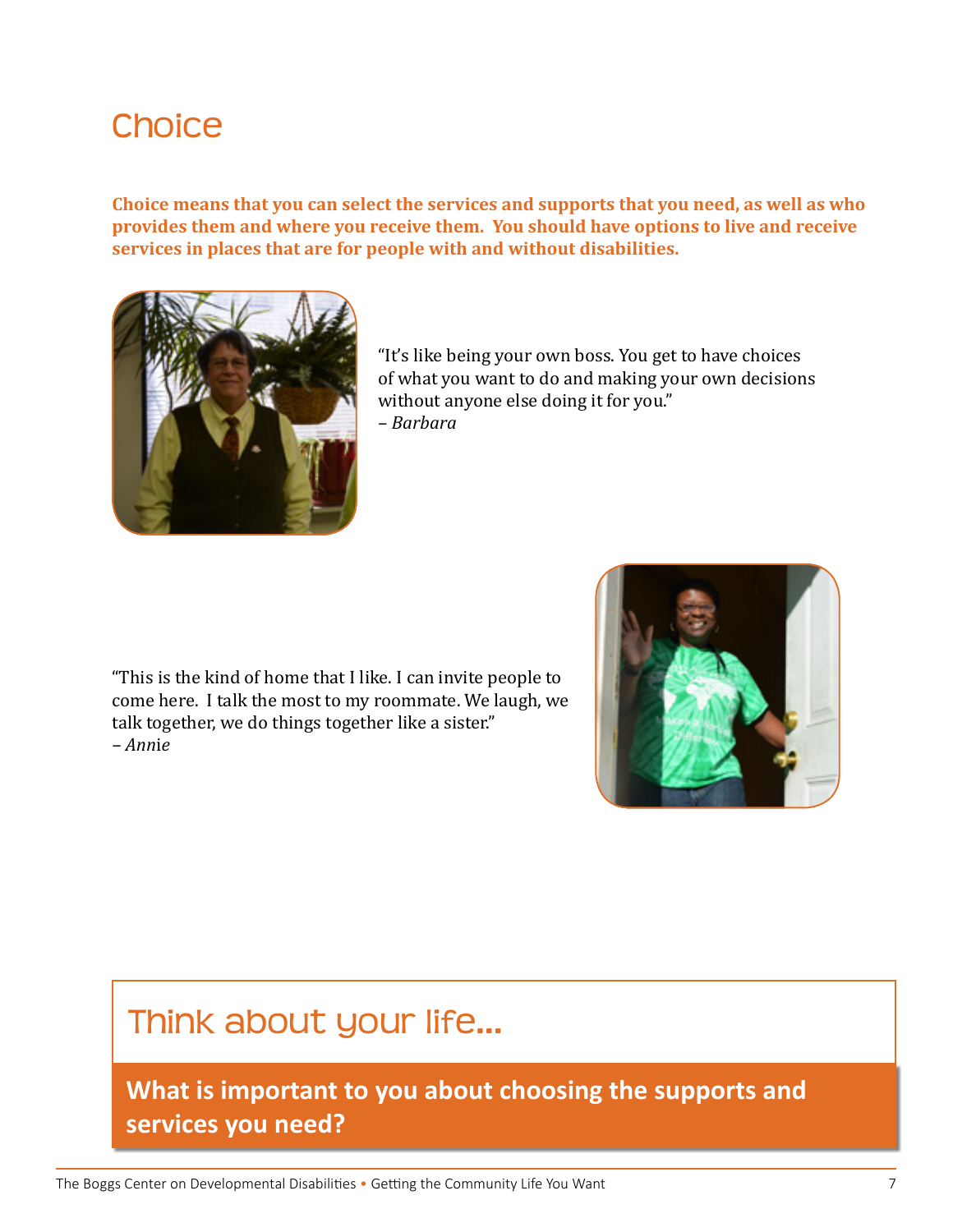# Choice

**Choice means that you can select the services and supports that you need, as well as who provides them and where you receive them. You should have options to live and receive services in places that are for people with and without disabilities.**

"It's like being your own boss. You get to have choices of what you want to do and making your own decisions without anyone else doing it for you."
– *Barbara*

"This is the kind of home that I like. I can invite people to come here. I talk the most to my roommate. We laugh, we talk together, we do things together like a sister."
– *Annie*

## Think about your life...

**What is important to you about choosing the supports and services you need?**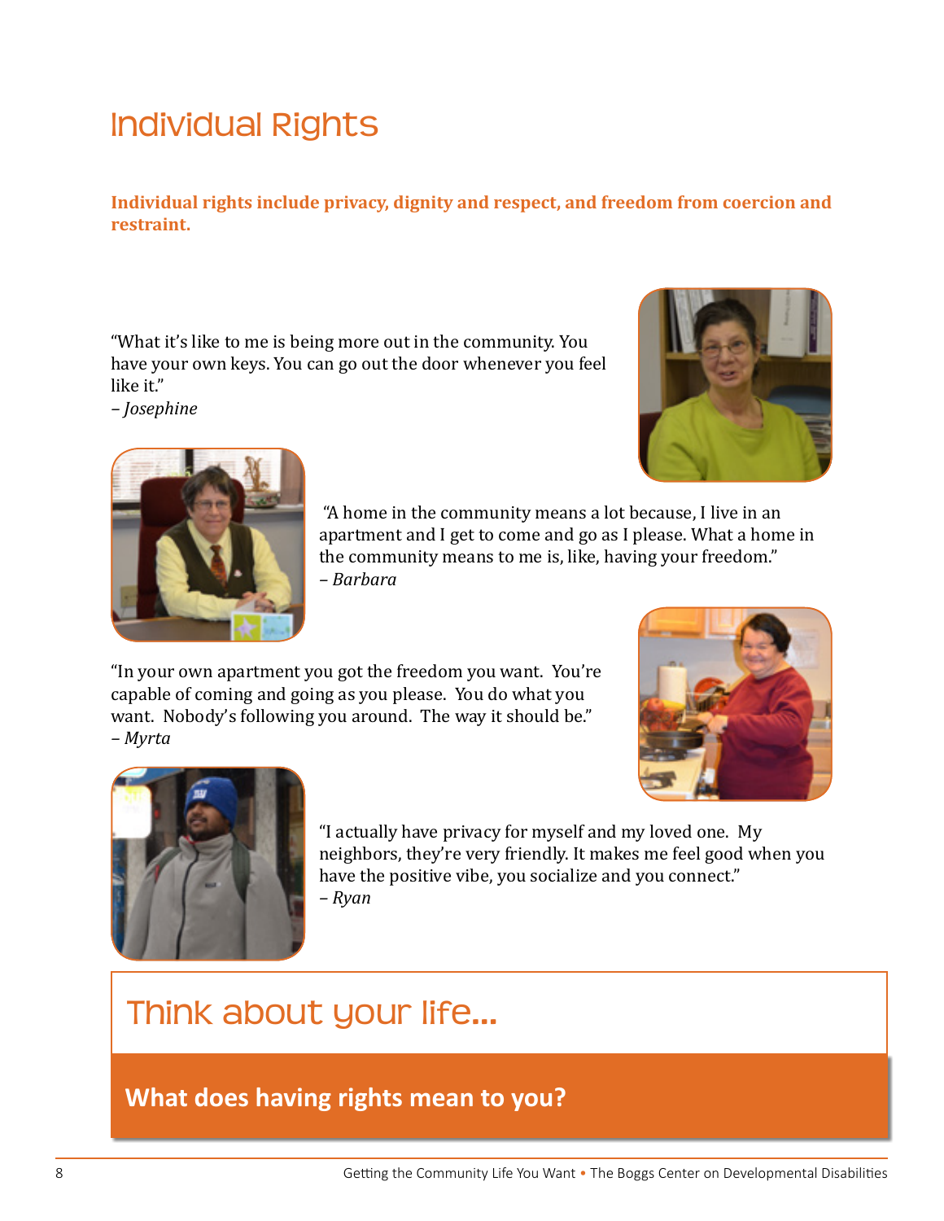# Individual Rights

**Individual rights include privacy, dignity and respect, and freedom from coercion and restraint.**

"What it's like to me is being more out in the community. You have your own keys. You can go out the door whenever you feel like it."
– *Josephine*

"A home in the community means a lot because, I live in an apartment and I get to come and go as I please. What a home in the community means to me is, like, having your freedom."
– *Barbara*

"In your own apartment you got the freedom you want. You're capable of coming and going as you please. You do what you want. Nobody's following you around. The way it should be."
– *Myrta*

"I actually have privacy for myself and my loved one. My neighbors, they're very friendly. It makes me feel good when you have the positive vibe, you socialize and you connect."
– *Ryan*

## Think about your life...

**What does having rights mean to you?**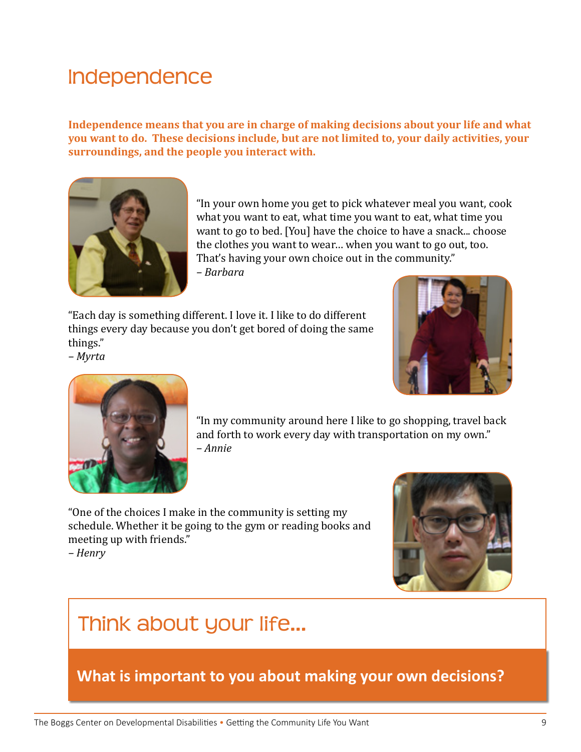# Independence

**Independence means that you are in charge of making decisions about your life and what you want to do. These decisions include, but are not limited to, your daily activities, your surroundings, and the people you interact with.**

"In your own home you get to pick whatever meal you want, cook what you want to eat, what time you want to eat, what time you want to go to bed. [You] have the choice to have a snack... choose the clothes you want to wear… when you want to go out, too. That's having your own choice out in the community."
*– Barbara*

"Each day is something different. I love it. I like to do different things every day because you don't get bored of doing the same things."
*– Myrta*

"In my community around here I like to go shopping, travel back and forth to work every day with transportation on my own."
*– Annie*

"One of the choices I make in the community is setting my schedule. Whether it be going to the gym or reading books and meeting up with friends."
*– Henry*

## Think about your life...

**What is important to you about making your own decisions?**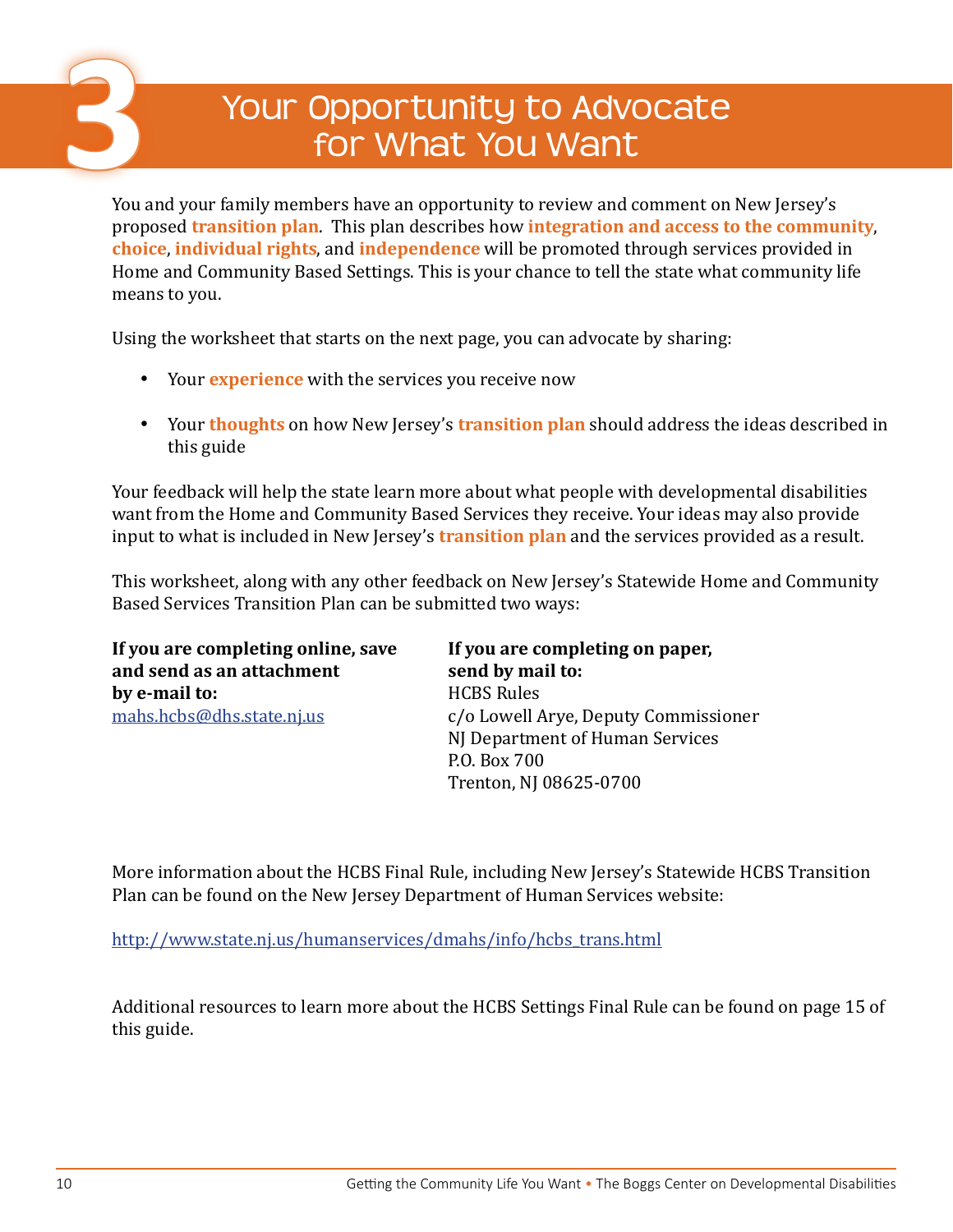# 3 Your Opportunity to Advocate for What You Want

You and your family members have an opportunity to review and comment on New Jersey's proposed **transition plan**. This plan describes how **integration and access to the community**, **choice**, **individual rights**, and **independence** will be promoted through services provided in Home and Community Based Settings. This is your chance to tell the state what community life means to you.

Using the worksheet that starts on the next page, you can advocate by sharing:

- Your **experience** with the services you receive now
- Your **thoughts** on how New Jersey's **transition plan** should address the ideas described in this guide

Your feedback will help the state learn more about what people with developmental disabilities want from the Home and Community Based Services they receive. Your ideas may also provide input to what is included in New Jersey's **transition plan** and the services provided as a result.

This worksheet, along with any other feedback on New Jersey's Statewide Home and Community Based Services Transition Plan can be submitted two ways:

**If you are completing online, save and send as an attachment by e-mail to:**
mahs.hcbs@dhs.state.nj.us

**If you are completing on paper, send by mail to:**
HCBS Rules
c/o Lowell Arye, Deputy Commissioner
NJ Department of Human Services
P.O. Box 700
Trenton, NJ 08625-0700

More information about the HCBS Final Rule, including New Jersey's Statewide HCBS Transition Plan can be found on the New Jersey Department of Human Services website:

http://www.state.nj.us/humanservices/dmahs/info/hcbs_trans.html

Additional resources to learn more about the HCBS Settings Final Rule can be found on page 15 of this guide.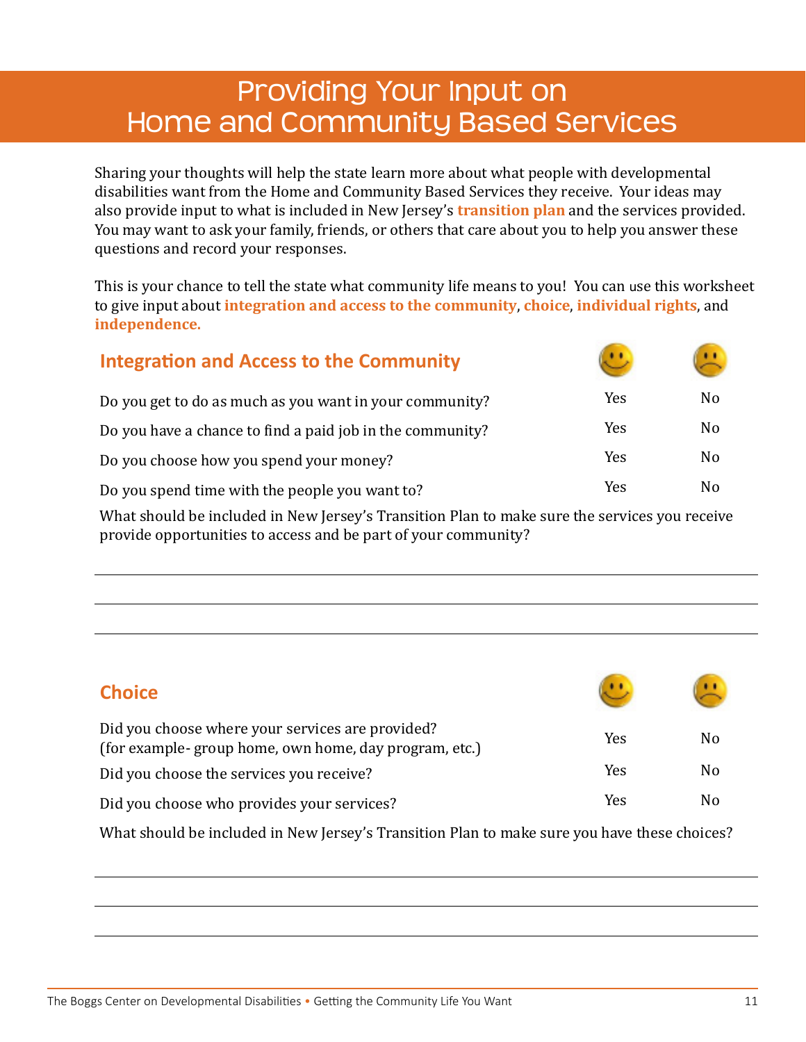# Providing Your Input on Home and Community Based Services

Sharing your thoughts will help the state learn more about what people with developmental disabilities want from the Home and Community Based Services they receive. Your ideas may also provide input to what is included in New Jersey's **transition plan** and the services provided. You may want to ask your family, friends, or others that care about you to help you answer these questions and record your responses.

This is your chance to tell the state what community life means to you! You can use this worksheet to give input about **integration and access to the community**, **choice**, **individual rights**, and **independence.**

## Integration and Access to the Community

| | 🙂 | 🙁 |
|---|---|---|
| Do you get to do as much as you want in your community? | Yes | No |
| Do you have a chance to find a paid job in the community? | Yes | No |
| Do you choose how you spend your money? | Yes | No |
| Do you spend time with the people you want to? | Yes | No |

What should be included in New Jersey's Transition Plan to make sure the services you receive provide opportunities to access and be part of your community?

______________________________________________

______________________________________________

______________________________________________

## Choice

| | 🙂 | 🙁 |
|---|---|---|
| Did you choose where your services are provided? (for example- group home, own home, day program, etc.) | Yes | No |
| Did you choose the services you receive? | Yes | No |
| Did you choose who provides your services? | Yes | No |

What should be included in New Jersey's Transition Plan to make sure you have these choices?

______________________________________________

______________________________________________

______________________________________________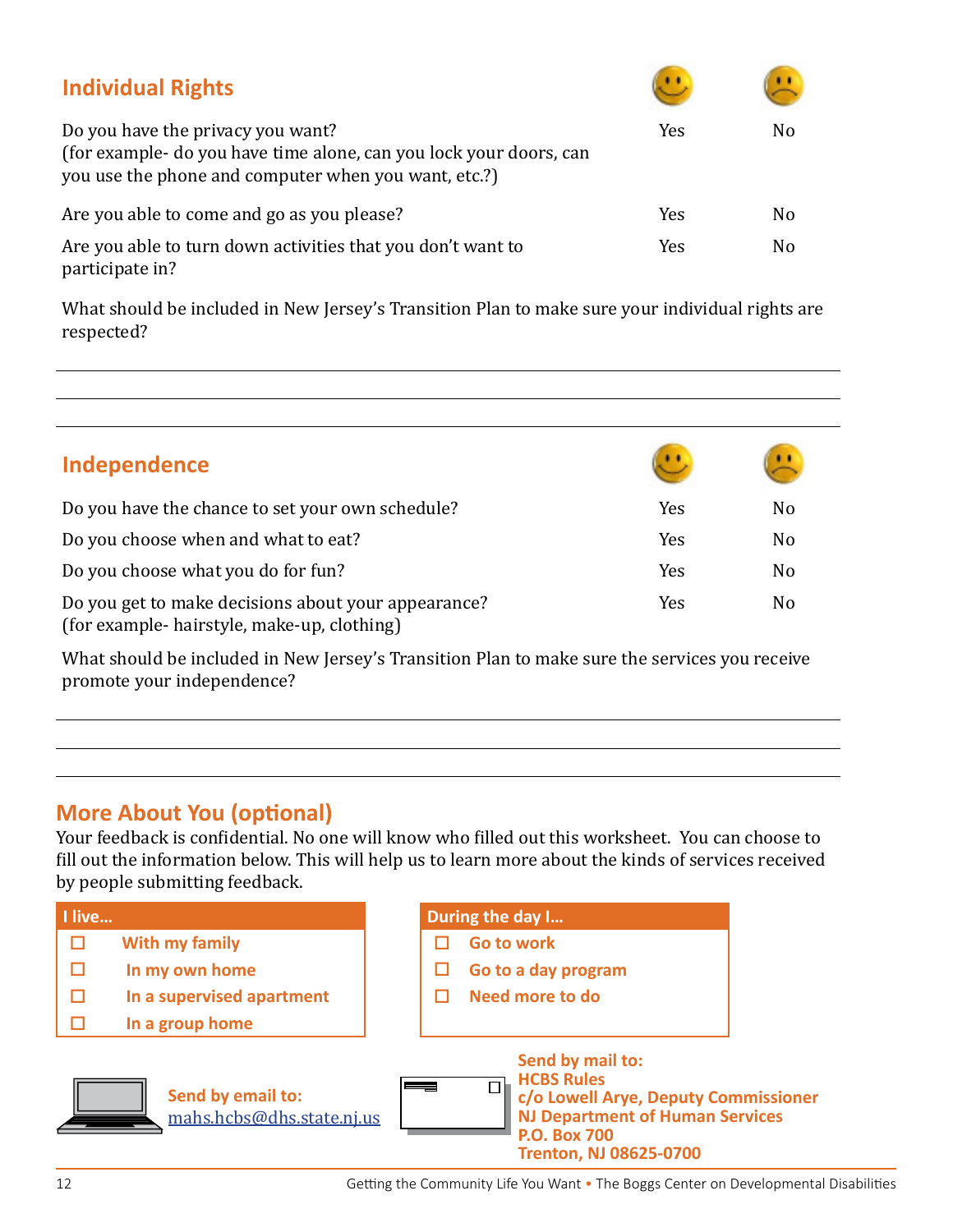## Individual Rights

| | Yes | No |
|---|---|---|
| Do you have the privacy you want? (for example- do you have time alone, can you lock your doors, can you use the phone and computer when you want, etc.?) | Yes | No |
| Are you able to come and go as you please? | Yes | No |
| Are you able to turn down activities that you don't want to participate in? | Yes | No |

What should be included in New Jersey's Transition Plan to make sure your individual rights are respected?

______________________________________________________________________

______________________________________________________________________

______________________________________________________________________

## Independence

| | Yes | No |
|---|---|---|
| Do you have the chance to set your own schedule? | Yes | No |
| Do you choose when and what to eat? | Yes | No |
| Do you choose what you do for fun? | Yes | No |
| Do you get to make decisions about your appearance? (for example- hairstyle, make-up, clothing) | Yes | No |

What should be included in New Jersey's Transition Plan to make sure the services you receive promote your independence?

______________________________________________________________________

______________________________________________________________________

______________________________________________________________________

## More About You (optional)

Your feedback is confidential. No one will know who filled out this worksheet. You can choose to fill out the information below. This will help us to learn more about the kinds of services received by people submitting feedback.

**I live...**

- ☐ With my family
- ☐ In my own home
- ☐ In a supervised apartment
- ☐ In a group home

**During the day I...**

- ☐ Go to work
- ☐ Go to a day program
- ☐ Need more to do

**Send by email to:**
mahs.hcbs@dhs.state.nj.us

**Send by mail to:**
**HCBS Rules**
**c/o Lowell Arye, Deputy Commissioner**
**NJ Department of Human Services**
**P.O. Box 700**
**Trenton, NJ 08625-0700**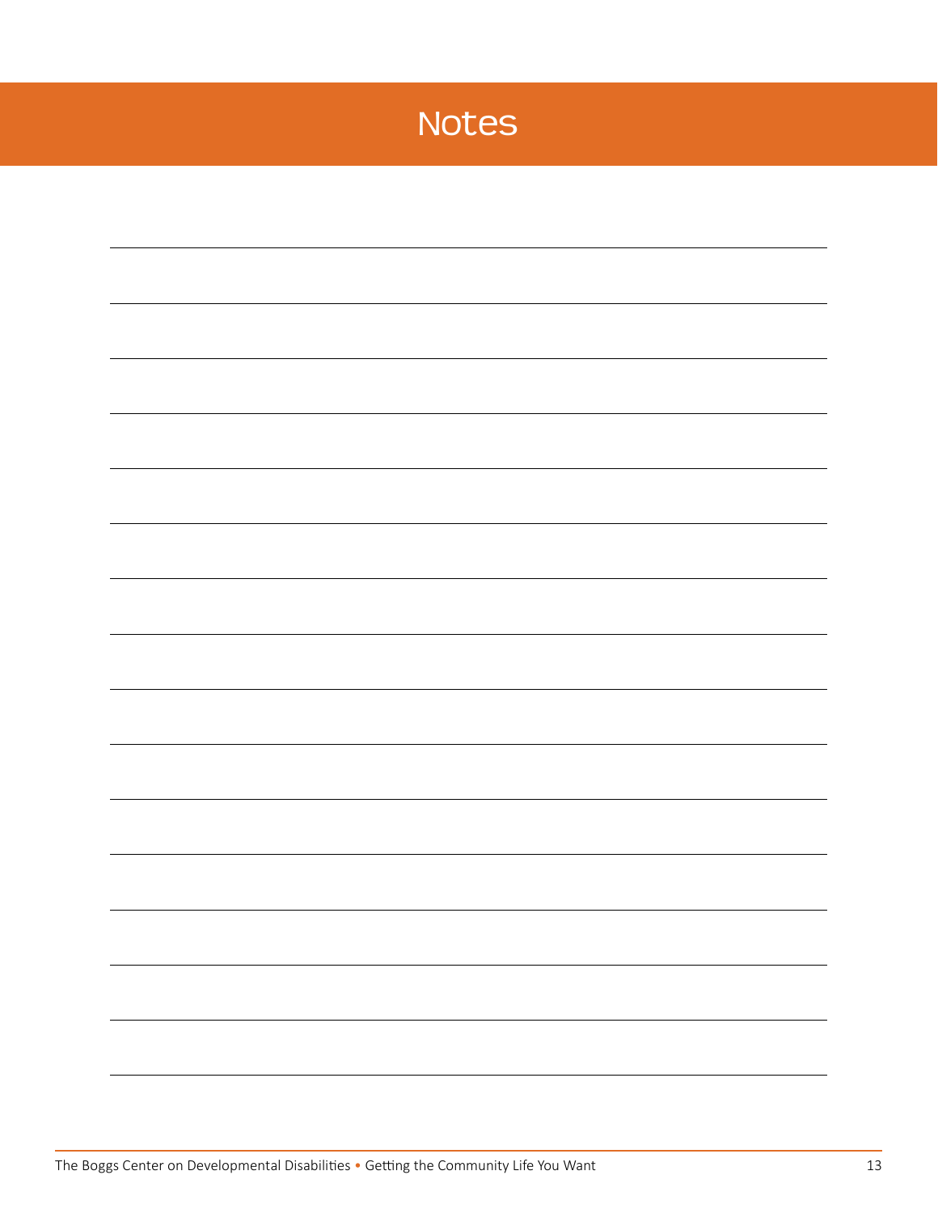# Notes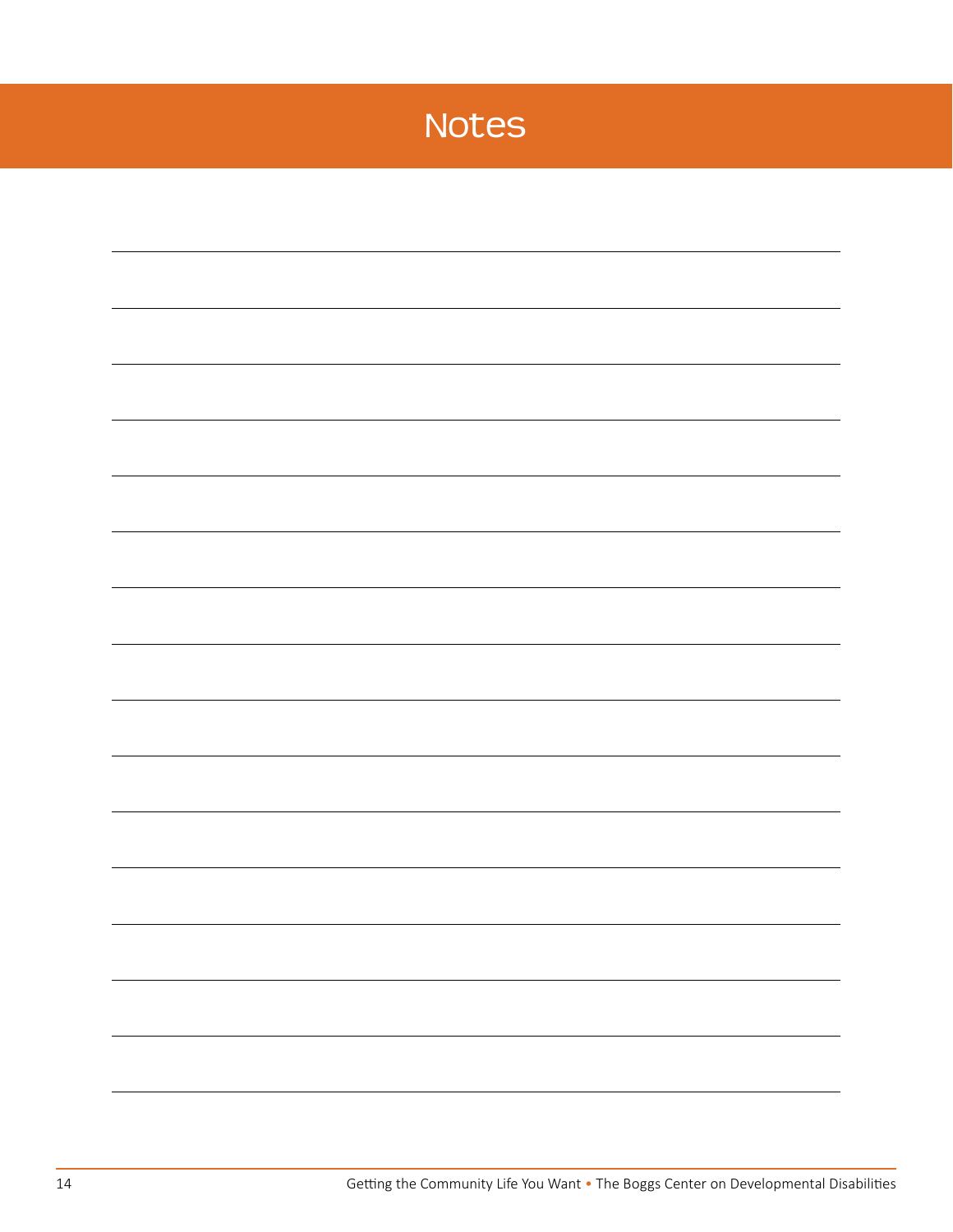# Notes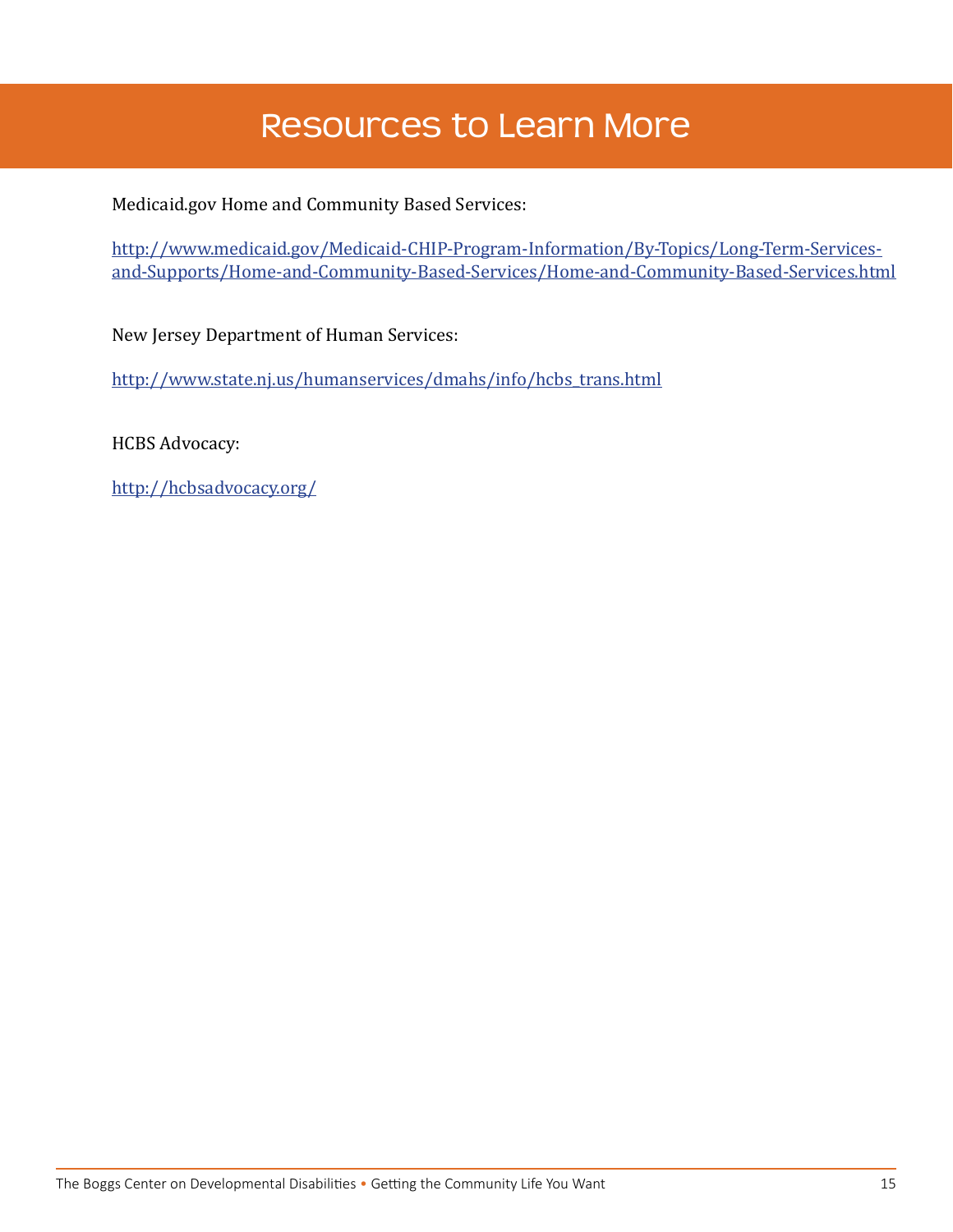# Resources to Learn More

Medicaid.gov Home and Community Based Services:

http://www.medicaid.gov/Medicaid-CHIP-Program-Information/By-Topics/Long-Term-Services-and-Supports/Home-and-Community-Based-Services/Home-and-Community-Based-Services.html

New Jersey Department of Human Services:

http://www.state.nj.us/humanservices/dmahs/info/hcbs_trans.html

HCBS Advocacy:

http://hcbsadvocacy.org/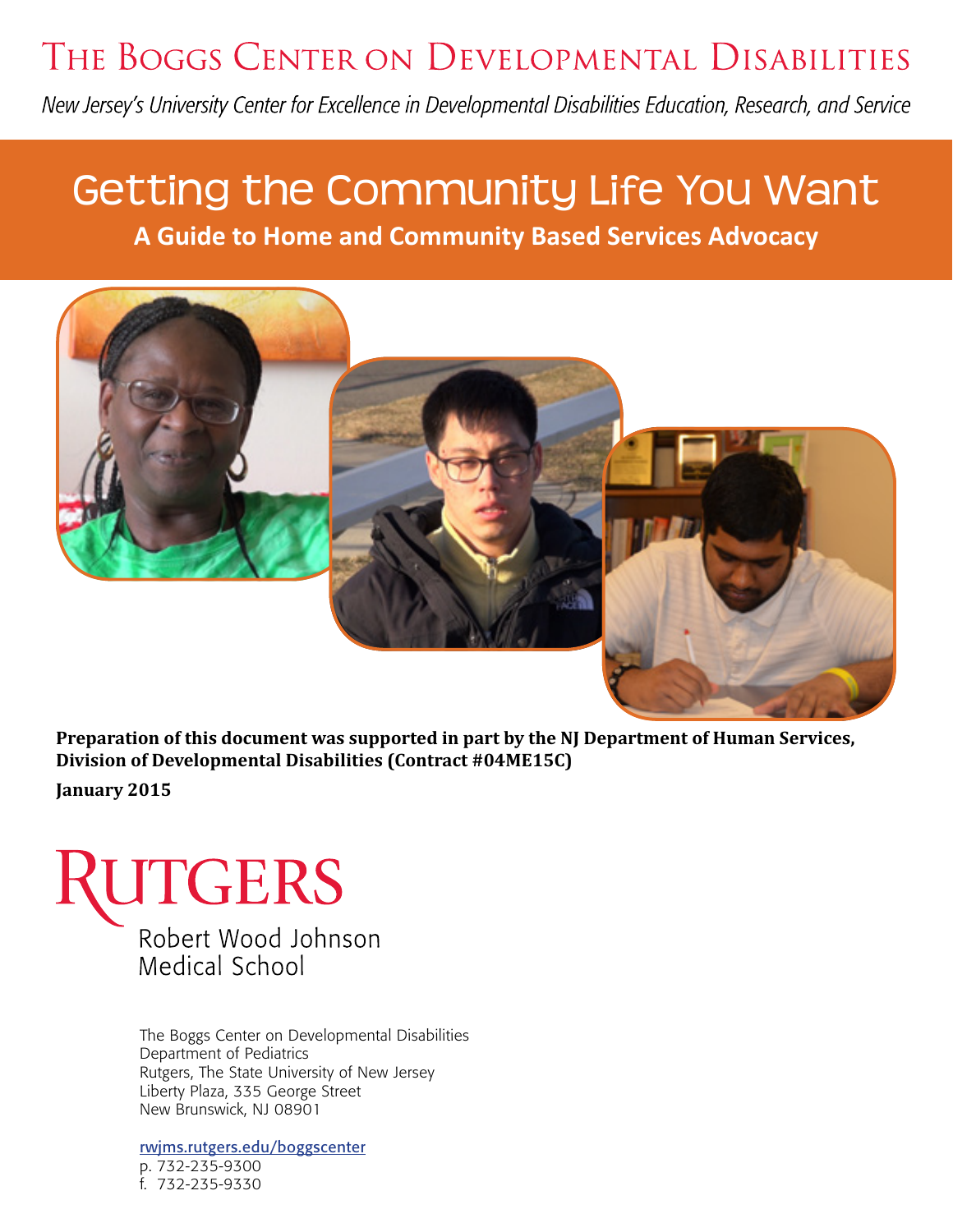# The Boggs Center on Developmental Disabilities

*New Jersey's University Center for Excellence in Developmental Disabilities Education, Research, and Service*

## Getting the Community Life You Want

**A Guide to Home and Community Based Services Advocacy**

**Preparation of this document was supported in part by the NJ Department of Human Services, Division of Developmental Disabilities (Contract #04ME15C)**

**January 2015**

RUTGERS

Robert Wood Johnson
Medical School

The Boggs Center on Developmental Disabilities
Department of Pediatrics
Rutgers, The State University of New Jersey
Liberty Plaza, 335 George Street
New Brunswick, NJ 08901

rwjms.rutgers.edu/boggscenter
p. 732-235-9300
f. 732-235-9330